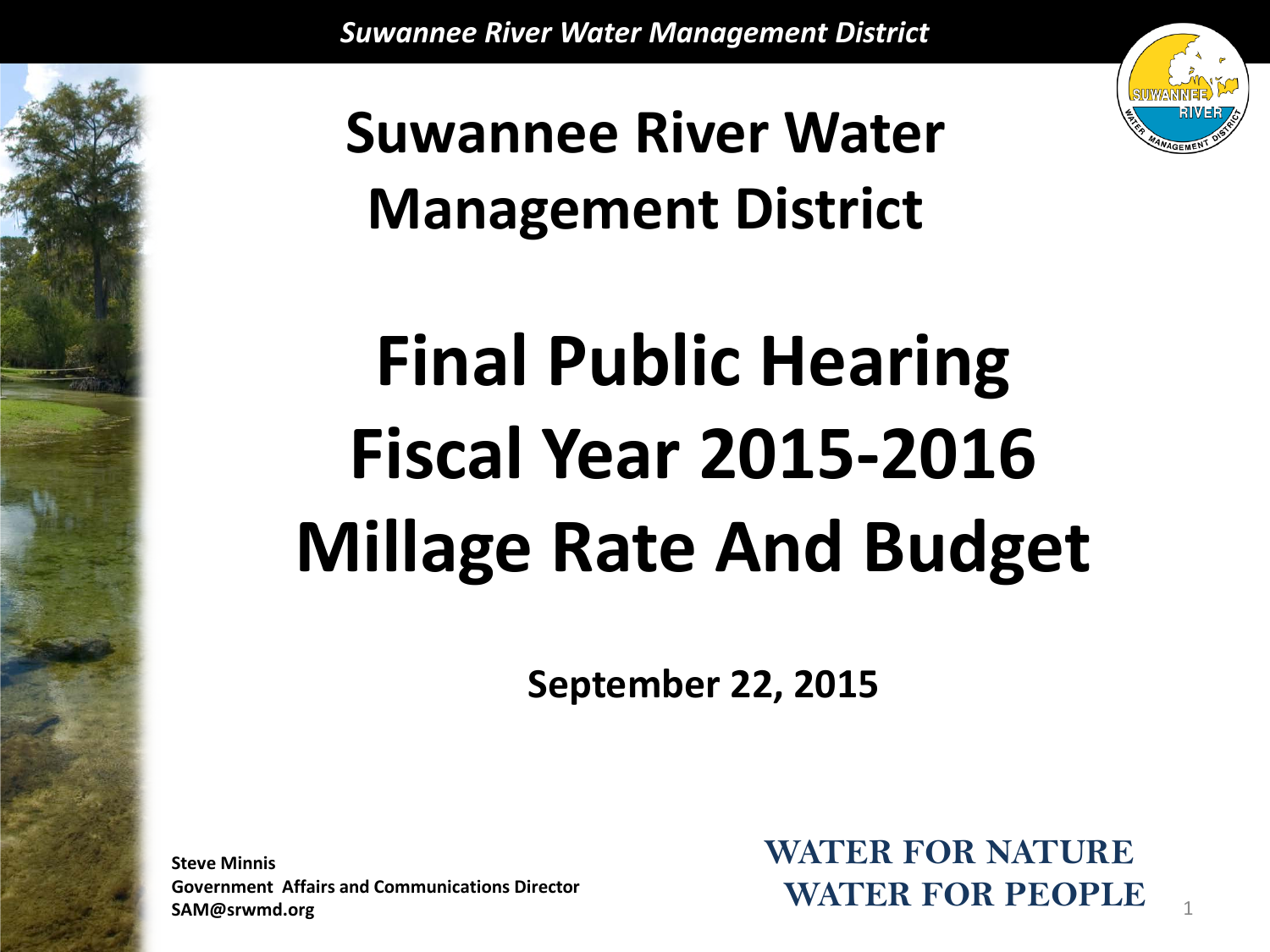# Suwannee River Water Management District

# Final Public Hearing Fiscal Year 2015-2016 Millage Rate And Budget

**September 22, 2015**

**Steve Minnis**
**Government Affairs and Communications Director**
**SAM@srwmd.org**

**WATER FOR NATURE**
**WATER FOR PEOPLE**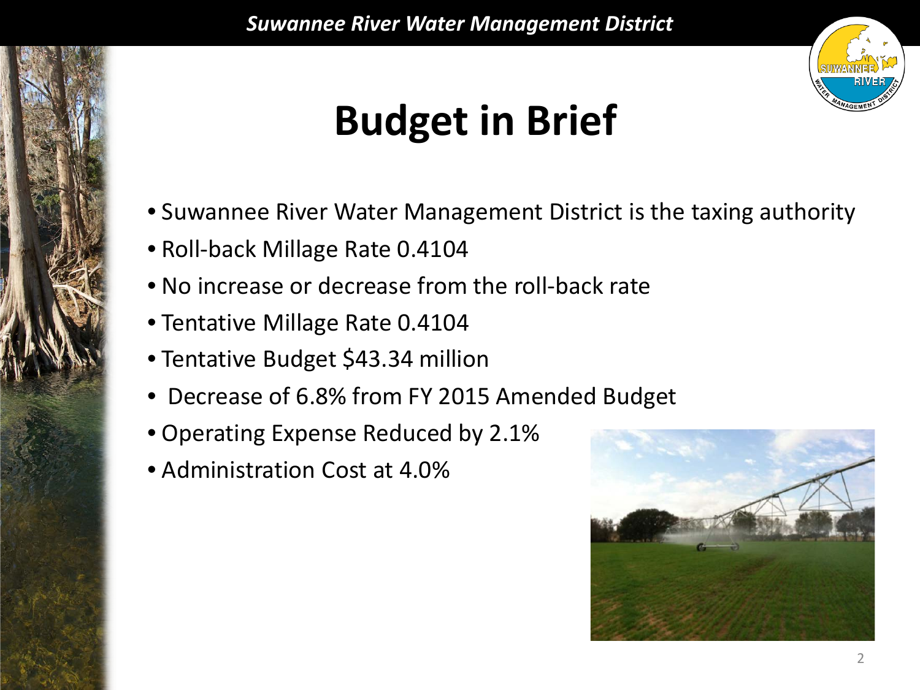# Budget in Brief

- Suwannee River Water Management District is the taxing authority
- Roll-back Millage Rate 0.4104
- No increase or decrease from the roll-back rate
- Tentative Millage Rate 0.4104
- Tentative Budget $43.34 million
- Decrease of 6.8% from FY 2015 Amended Budget
- Operating Expense Reduced by 2.1%
- Administration Cost at 4.0%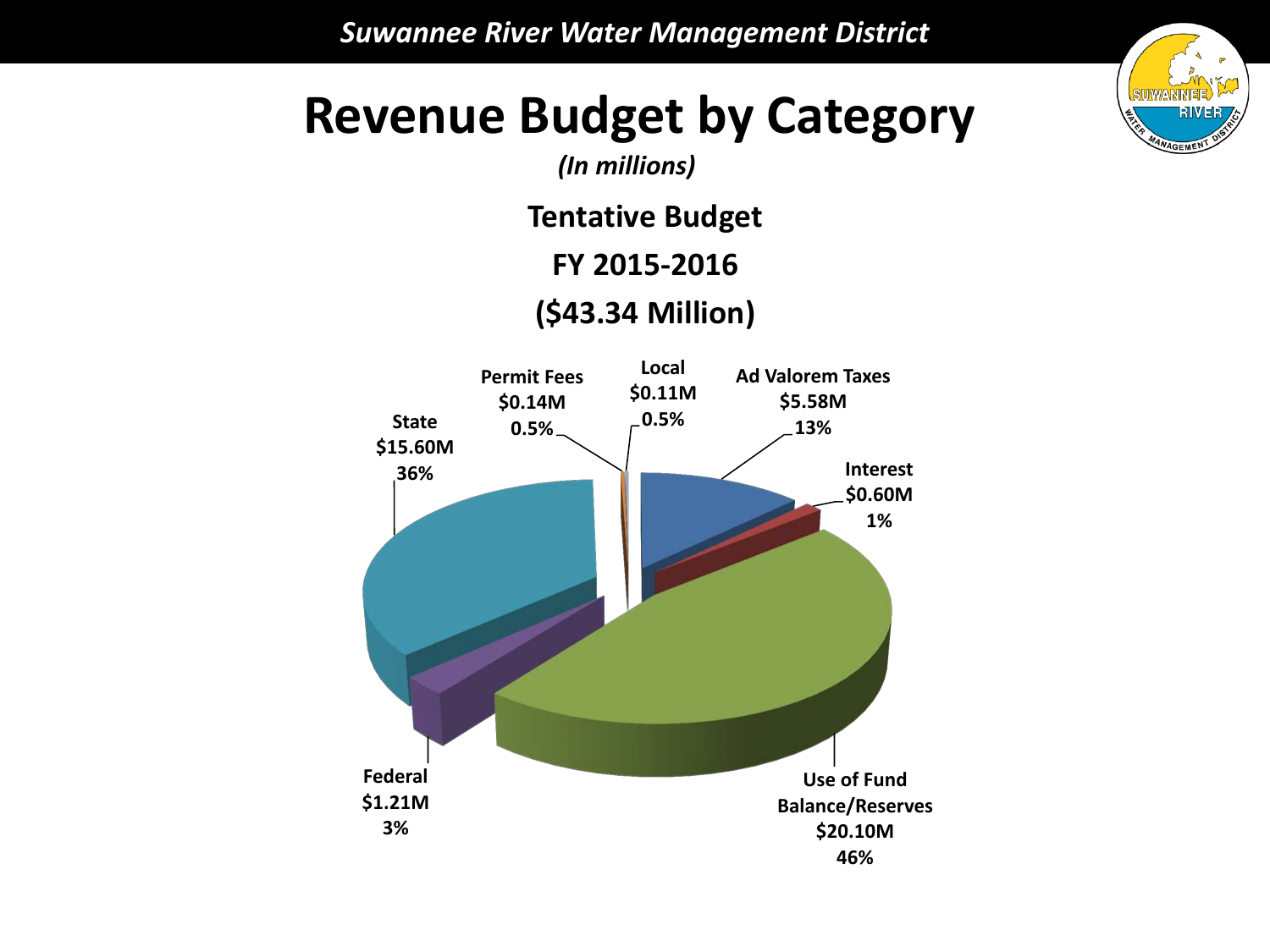# Revenue Budget by Category

*(In millions)*

**Tentative Budget**

**FY 2015-2016**

**($43.34 Million)**

**State**
**$15.60M**
**36%**

**Permit Fees**
**$0.14M**
**0.5%**

**Local**
**$0.11M**
**0.5%**

**Ad Valorem Taxes**
**$5.58M**
**13%**

**Interest**
**$0.60M**
**1%**

**Federal**
**$1.21M**
**3%**

**Use of Fund Balance/Reserves**
**$20.10M**
**46%**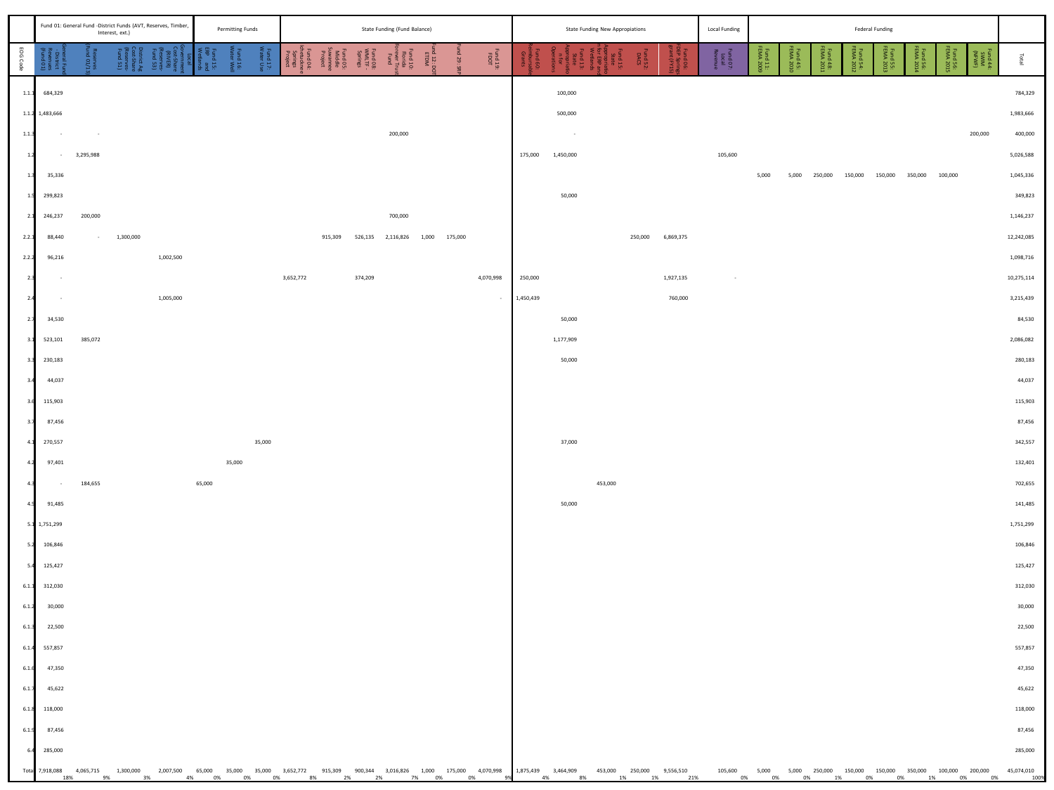| EOG Code | Fund 01: General Fund -District Funds (AVT, Reserves, Timber, Interest, ext.) | | | | Permitting Funds | | | State Funding (Fund Balance) | | | | | | | State Funding New Appropriations | | | | | Local Funding | Federal Funding | | | | | | | | Total |
|---|---|---|---|---|---|---|---|---|---|---|---|---|---|---|---|---|---|---|---|---|---|---|---|---|---|---|---|---|---|
| | General Fund District Revenues (Fund 01) | Reserves (Fund 01/13) | District Ag Cost-Share (Reserves-Fund 51) | Local Government Cost-Share (RIVER) (Reserves-Fund 53) | Fund 15: ERP and Wetlands | Fund 16: Water Well | Fund 17: Water Use | Fund 04: Ichetucknee Springs Project | Fund 05: Middle Suwannee Project | Fund 08: WMLTF-Springs | Fund 10: Florida Forever Trust Fund | Fund 12: DOT ETDM | Fund 29: SRP | Fund 19: FDOT | Fund 60: Reimbursable Grants | Fund 13: State Appropriation for Operations | Fund 15: State Appropriation for ERP and Wetlands | Fund 52: DACS | Fund 06: DEP Springs grant (FY15) | Fund 07: Local Revenue | Fund 11: FEMA 2009 | Fund 45: FEMA 2010 | Fund 48: FEMA 2011 | Fund 54: FEMA 2012 | Fund 55: FEMA 2013 | Fund 56: FEMA 2014 | Fund 58: FEMA 2015 | Fund 44: SWIM (NFWF) | Total |
| 1.1.1 | 684,329 | | | | | | | | | | | | | | | 100,000 | | | | | | | | | | | | | 784,329 |
| 1.1.2 | 1,483,666 | | | | | | | | | | | | | | | 500,000 | | | | | | | | | | | | | 1,983,666 |
| 1.1.3 | - | - | | | | | | | | | 200,000 | | | | | - | | | | | | | | | | | | 200,000 | 400,000 |
| 1.2 | - | 3,295,988 | | | | | | | | | | | | | 175,000 | 1,450,000 | | | | 105,600 | | | | | | | | | 5,026,588 |
| 1.3 | 35,336 | | | | | | | | | | | | | | | | | | | | 5,000 | 5,000 | 250,000 | 150,000 | 150,000 | 350,000 | 100,000 | | 1,045,336 |
| 1.5 | 299,823 | | | | | | | | | | | | | | | 50,000 | | | | | | | | | | | | | 349,823 |
| 2.1 | 246,237 | 200,000 | | | | | | | | | 700,000 | | | | | | | | | | | | | | | | | | 1,146,237 |
| 2.2.1 | 88,440 | - | 1,300,000 | | | | | | 915,309 | 526,135 | 2,116,826 | 1,000 | 175,000 | | | | | 250,000 | 6,869,375 | | | | | | | | | | 12,242,085 |
| 2.2.2 | 96,216 | | | 1,002,500 | | | | | | | | | | | | | | | | | | | | | | | | | 1,098,716 |
| 2.3 | - | | | | | | | 3,652,772 | | 374,209 | | | | 4,070,998 | 250,000 | | | | 1,927,135 | - | | | | | | | | | 10,275,114 |
| 2.4 | - | | | 1,005,000 | | | | | | | | | | - | 1,450,439 | | | | 760,000 | | | | | | | | | | 3,215,439 |
| 2.7 | 34,530 | | | | | | | | | | | | | | | 50,000 | | | | | | | | | | | | | 84,530 |
| 3.1 | 523,101 | 385,072 | | | | | | | | | | | | | | 1,177,909 | | | | | | | | | | | | | 2,086,082 |
| 3.3 | 230,183 | | | | | | | | | | | | | | | 50,000 | | | | | | | | | | | | | 280,183 |
| 3.4 | 44,037 | | | | | | | | | | | | | | | | | | | | | | | | | | | | 44,037 |
| 3.6 | 115,903 | | | | | | | | | | | | | | | | | | | | | | | | | | | | 115,903 |
| 3.7 | 87,456 | | | | | | | | | | | | | | | | | | | | | | | | | | | | 87,456 |
| 4.1 | 270,557 | | | | | | 35,000 | | | | | | | | | 37,000 | | | | | | | | | | | | | 342,557 |
| 4.2 | 97,401 | | | | | 35,000 | | | | | | | | | | | | | | | | | | | | | | | 132,401 |
| 4.3 | - | 184,655 | | | 65,000 | | | | | | | | | | | | 453,000 | | | | | | | | | | | | 702,655 |
| 4.5 | 91,485 | | | | | | | | | | | | | | | 50,000 | | | | | | | | | | | | | 141,485 |
| 5.1 | 1,751,299 | | | | | | | | | | | | | | | | | | | | | | | | | | | | 1,751,299 |
| 5.2 | 106,846 | | | | | | | | | | | | | | | | | | | | | | | | | | | | 106,846 |
| 5.4 | 125,427 | | | | | | | | | | | | | | | | | | | | | | | | | | | | 125,427 |
| 6.1.1 | 312,030 | | | | | | | | | | | | | | | | | | | | | | | | | | | | 312,030 |
| 6.1.2 | 30,000 | | | | | | | | | | | | | | | | | | | | | | | | | | | | 30,000 |
| 6.1.3 | 22,500 | | | | | | | | | | | | | | | | | | | | | | | | | | | | 22,500 |
| 6.1.4 | 557,857 | | | | | | | | | | | | | | | | | | | | | | | | | | | | 557,857 |
| 6.1.6 | 47,350 | | | | | | | | | | | | | | | | | | | | | | | | | | | | 47,350 |
| 6.1.7 | 45,622 | | | | | | | | | | | | | | | | | | | | | | | | | | | | 45,622 |
| 6.1.8 | 118,000 | | | | | | | | | | | | | | | | | | | | | | | | | | | | 118,000 |
| 6.1.9 | 87,456 | | | | | | | | | | | | | | | | | | | | | | | | | | | | 87,456 |
| 6.4 | 285,000 | | | | | | | | | | | | | | | | | | | | | | | | | | | | 285,000 |
| Total | 7,918,088 | 4,065,715 | 1,300,000 | 2,007,500 | 65,000 | 35,000 | 35,000 | 3,652,772 | 915,309 | 900,344 | 3,016,826 | 1,000 | 175,000 | 4,070,998 | 1,875,439 | 3,464,909 | 453,000 | 250,000 | 9,556,510 | 105,600 | 5,000 | 5,000 | 250,000 | 150,000 | 150,000 | 350,000 | 100,000 | 200,000 | 45,074,010 |
| | 18% | 9% | 3% | 4% | 0% | 0% | 0% | 8% | 2% | 2% | 7% | 0% | 0% | 9% | 4% | 8% | 1% | 1% | 21% | 0% | 0% | 0% | 1% | 0% | 0% | 1% | 0% | 0% | 100% |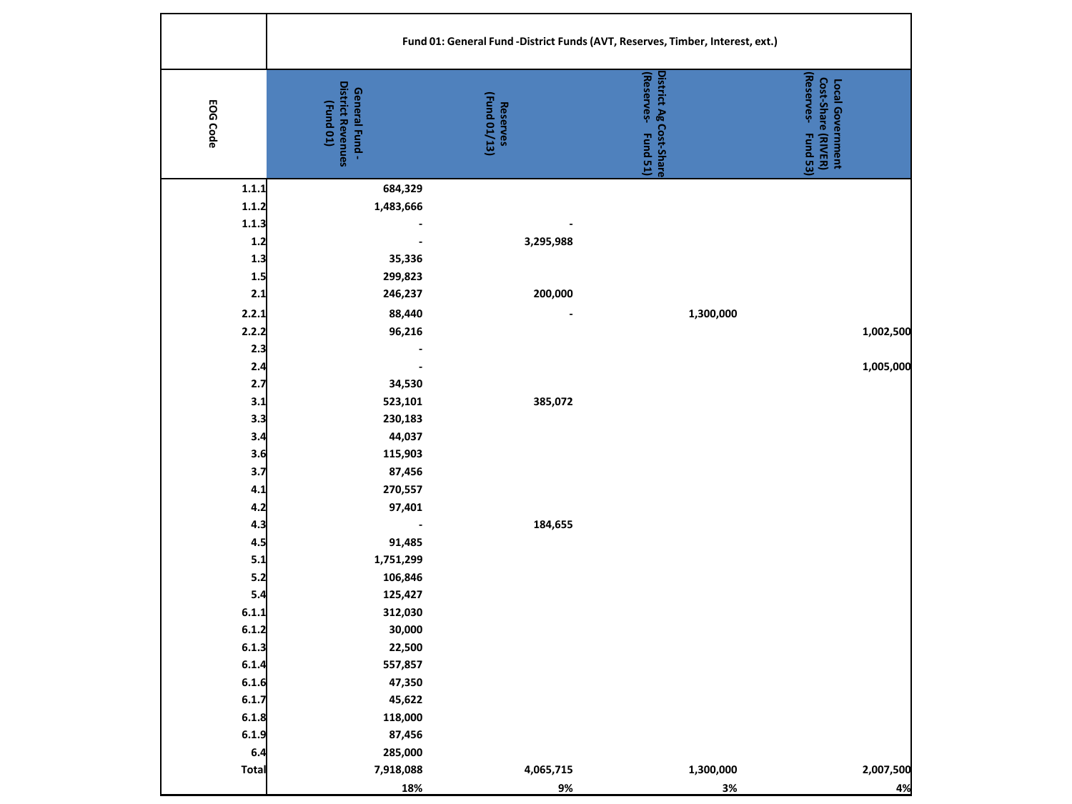| EOG Code | Fund 01: General Fund -District Funds (AVT, Reserves, Timber, Interest, ext.) | | | |
|---|---|---|---|---|
| | General Fund - District Revenues (Fund 01) | Reserves (Fund 01/13) | District Ag Cost-Share (Reserves- Fund 51) | Local Government Cost-Share (RIVER) (Reserves- Fund 53) |
| 1.1.1 | 684,329 | | | |
| 1.1.2 | 1,483,666 | | | |
| 1.1.3 | - | - | | |
| 1.2 | - | 3,295,988 | | |
| 1.3 | 35,336 | | | |
| 1.5 | 299,823 | | | |
| 2.1 | 246,237 | 200,000 | | |
| 2.2.1 | 88,440 | - | 1,300,000 | |
| 2.2.2 | 96,216 | | | 1,002,500 |
| 2.3 | - | | | |
| 2.4 | - | | | 1,005,000 |
| 2.7 | 34,530 | | | |
| 3.1 | 523,101 | 385,072 | | |
| 3.3 | 230,183 | | | |
| 3.4 | 44,037 | | | |
| 3.6 | 115,903 | | | |
| 3.7 | 87,456 | | | |
| 4.1 | 270,557 | | | |
| 4.2 | 97,401 | | | |
| 4.3 | - | 184,655 | | |
| 4.5 | 91,485 | | | |
| 5.1 | 1,751,299 | | | |
| 5.2 | 106,846 | | | |
| 5.4 | 125,427 | | | |
| 6.1.1 | 312,030 | | | |
| 6.1.2 | 30,000 | | | |
| 6.1.3 | 22,500 | | | |
| 6.1.4 | 557,857 | | | |
| 6.1.6 | 47,350 | | | |
| 6.1.7 | 45,622 | | | |
| 6.1.8 | 118,000 | | | |
| 6.1.9 | 87,456 | | | |
| 6.4 | 285,000 | | | |
| Total | 7,918,088 | 4,065,715 | 1,300,000 | 2,007,500 |
| | 18% | 9% | 3% | 4% |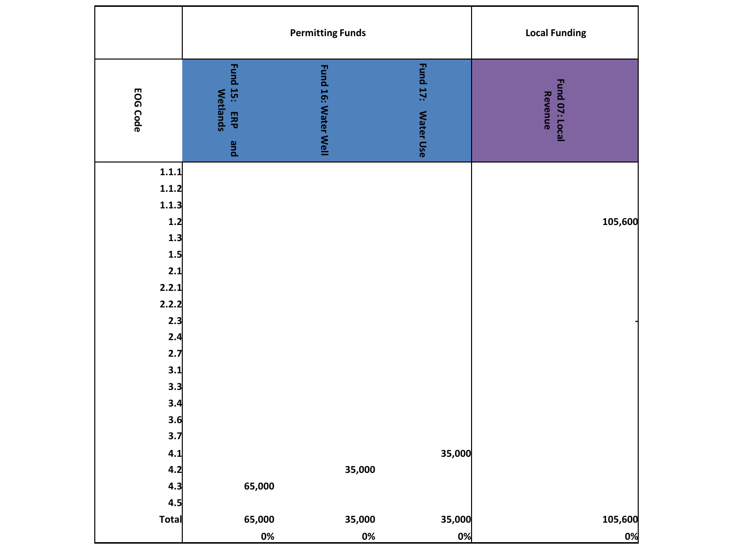| | Permitting Funds | | | Local Funding |
|---|---|---|---|---|
| EOG Code | Fund 15: ERP and Wetlands | Fund 16: Water Well | Fund 17: Water Use | Fund 07: Local Revenue |
| 1.1.1 | | | | |
| 1.1.2 | | | | |
| 1.1.3 | | | | |
| 1.2 | | | | 105,600 |
| 1.3 | | | | |
| 1.5 | | | | |
| 2.1 | | | | |
| 2.2.1 | | | | |
| 2.2.2 | | | | |
| 2.3 | | | | - |
| 2.4 | | | | |
| 2.7 | | | | |
| 3.1 | | | | |
| 3.3 | | | | |
| 3.4 | | | | |
| 3.6 | | | | |
| 3.7 | | | | |
| 4.1 | | | 35,000 | |
| 4.2 | | 35,000 | | |
| 4.3 | 65,000 | | | |
| 4.5 | | | | |
| Total | 65,000 | 35,000 | 35,000 | 105,600 |
| | 0% | 0% | 0% | 0% |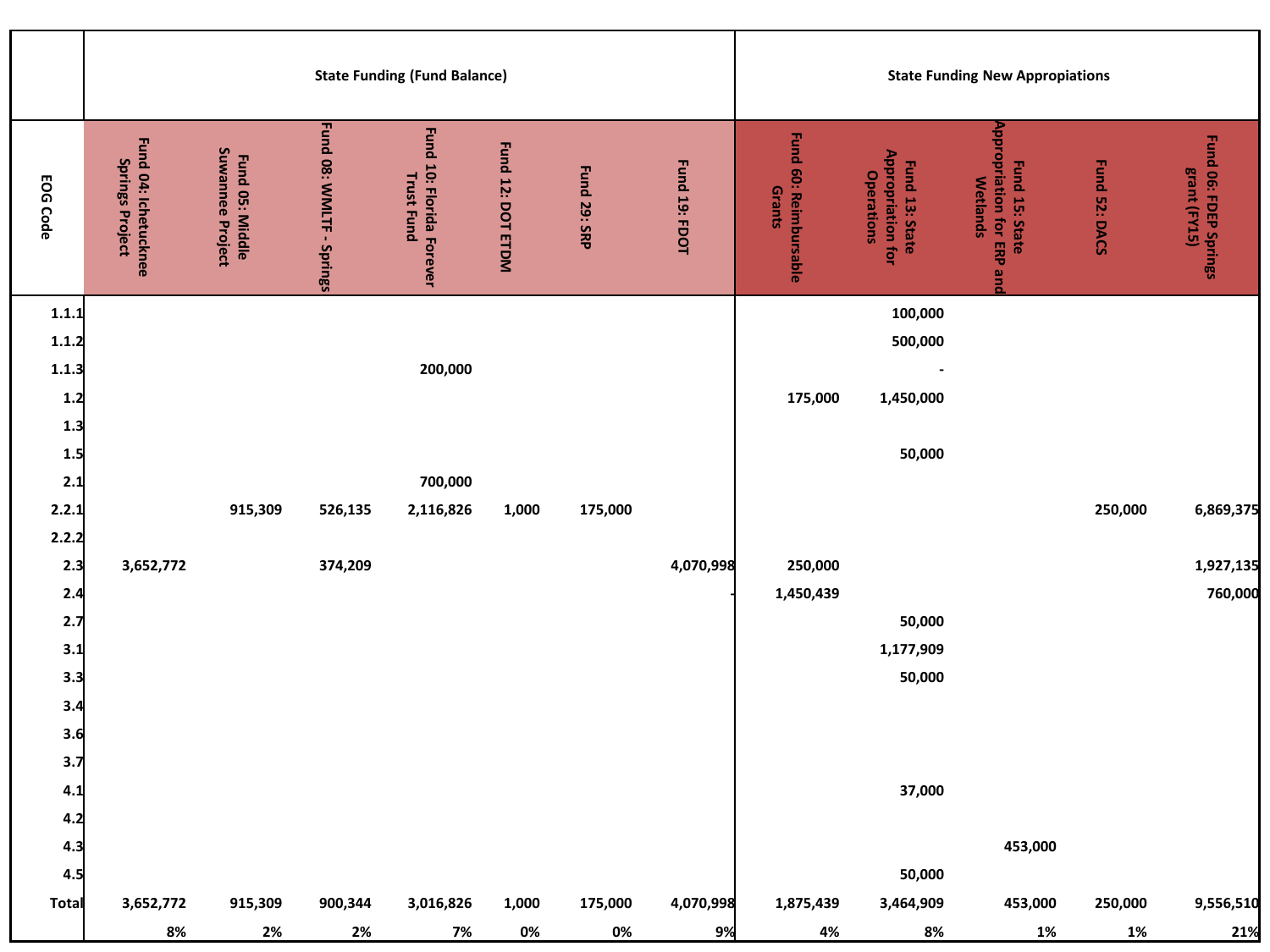| EOG Code | State Funding (Fund Balance) | | | | | | | State Funding New Appropiations | | | | |
|---|---|---|---|---|---|---|---|---|---|---|---|---|
| | Fund 04: Ichetucknee Springs Project | Fund 05: Middle Suwannee Project | Fund 08: WMLTF - Springs | Fund 10: Florida Forever Trust Fund | Fund 12: DOT ETDM | Fund 29: SRP | Fund 19: FDOT | Fund 60: Reimbursable Grants | Fund 13: State Appropriation for Operations | Fund 15: State Appropriation for ERP and Wetlands | Fund 52: DACS | Fund 06: FDEP Springs grant (FY15) |
| 1.1.1 | | | | | | | | | 100,000 | | | |
| 1.1.2 | | | | | | | | | 500,000 | | | |
| 1.1.3 | | | | 200,000 | | | | | - | | | |
| 1.2 | | | | | | | | 175,000 | 1,450,000 | | | |
| 1.3 | | | | | | | | | | | | |
| 1.5 | | | | | | | | | 50,000 | | | |
| 2.1 | | | | 700,000 | | | | | | | | |
| 2.2.1 | | 915,309 | 526,135 | 2,116,826 | 1,000 | 175,000 | | | | | 250,000 | 6,869,375 |
| 2.2.2 | | | | | | | | | | | | |
| 2.3 | 3,652,772 | | 374,209 | | | | 4,070,998 | 250,000 | | | | 1,927,135 |
| 2.4 | | | | | | | - | 1,450,439 | | | | 760,000 |
| 2.7 | | | | | | | | | 50,000 | | | |
| 3.1 | | | | | | | | | 1,177,909 | | | |
| 3.3 | | | | | | | | | 50,000 | | | |
| 3.4 | | | | | | | | | | | | |
| 3.6 | | | | | | | | | | | | |
| 3.7 | | | | | | | | | | | | |
| 4.1 | | | | | | | | | 37,000 | | | |
| 4.2 | | | | | | | | | | | | |
| 4.3 | | | | | | | | | | 453,000 | | |
| 4.5 | | | | | | | | | 50,000 | | | |
| Total | 3,652,772 | 915,309 | 900,344 | 3,016,826 | 1,000 | 175,000 | 4,070,998 | 1,875,439 | 3,464,909 | 453,000 | 250,000 | 9,556,510 |
| | 8% | 2% | 2% | 7% | 0% | 0% | 9% | 4% | 8% | 1% | 1% | 21% |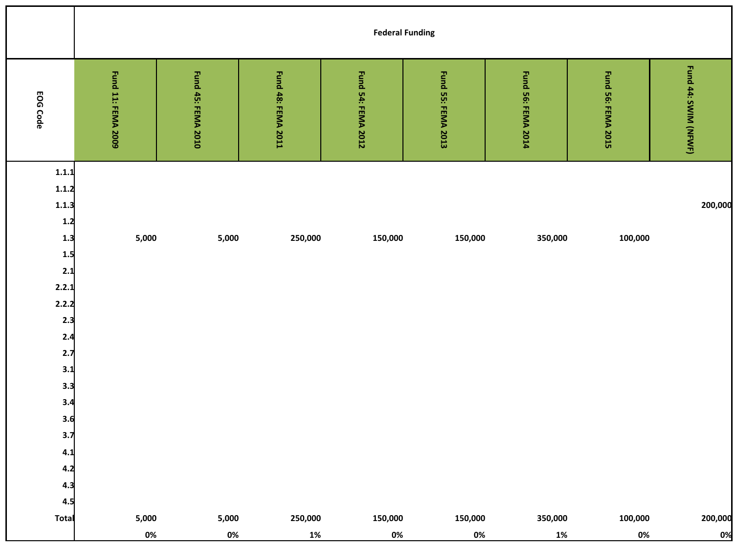| EOG Code | Federal Funding | | | | | | | |
|---|---|---|---|---|---|---|---|---|
| | Fund 11: FEMA 2009 | Fund 45: FEMA 2010 | Fund 48: FEMA 2011 | Fund 54: FEMA 2012 | Fund 55: FEMA 2013 | Fund 56: FEMA 2014 | Fund 56: FEMA 2015 | Fund 44: SWIM (NFWF) |
| 1.1.1 | | | | | | | | |
| 1.1.2 | | | | | | | | |
| 1.1.3 | | | | | | | | 200,000 |
| 1.2 | | | | | | | | |
| 1.3 | 5,000 | 5,000 | 250,000 | 150,000 | 150,000 | 350,000 | 100,000 | |
| 1.5 | | | | | | | | |
| 2.1 | | | | | | | | |
| 2.2.1 | | | | | | | | |
| 2.2.2 | | | | | | | | |
| 2.3 | | | | | | | | |
| 2.4 | | | | | | | | |
| 2.7 | | | | | | | | |
| 3.1 | | | | | | | | |
| 3.3 | | | | | | | | |
| 3.4 | | | | | | | | |
| 3.6 | | | | | | | | |
| 3.7 | | | | | | | | |
| 4.1 | | | | | | | | |
| 4.2 | | | | | | | | |
| 4.3 | | | | | | | | |
| 4.5 | | | | | | | | |
| Total | 5,000 | 5,000 | 250,000 | 150,000 | 150,000 | 350,000 | 100,000 | 200,000 |
| | 0% | 0% | 1% | 0% | 0% | 1% | 0% | 0% |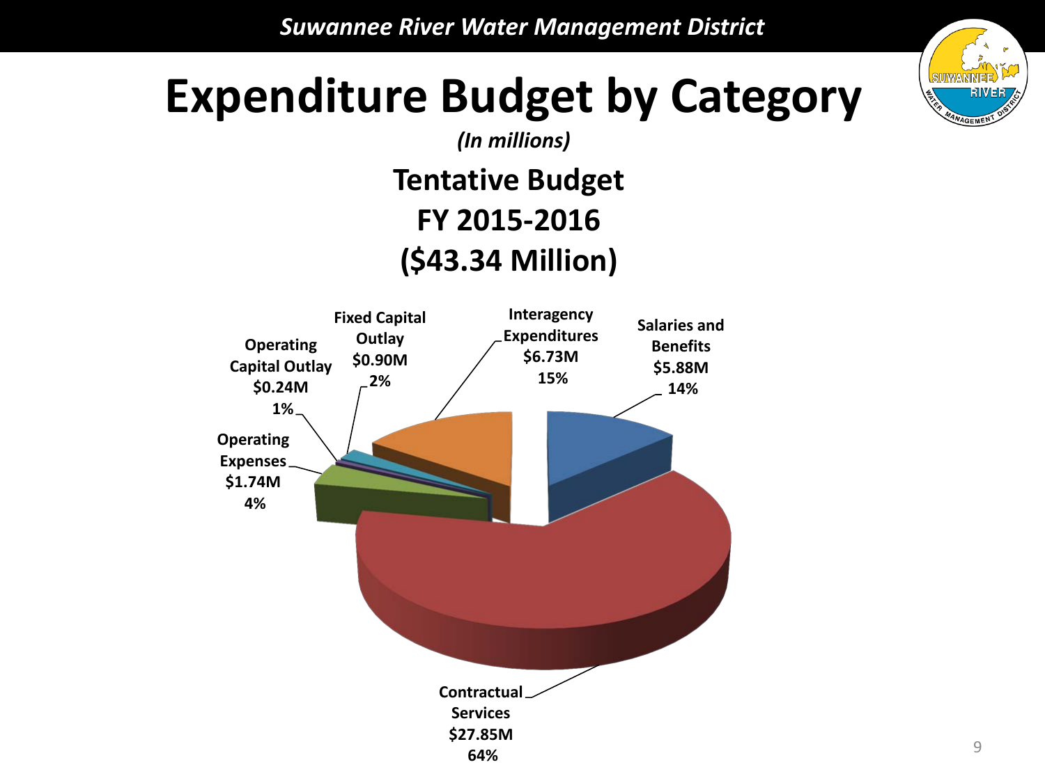# Expenditure Budget by Category

*(In millions)*

**Tentative Budget**
**FY 2015-2016**
**($43.34 Million)**

| Category | Amount | Percent |
| --- | --- | --- |
| Salaries and Benefits | $5.88M | 14% |
| Contractual Services | $27.85M | 64% |
| Operating Expenses | $1.74M | 4% |
| Operating Capital Outlay | $0.24M | 1% |
| Fixed Capital Outlay | $0.90M | 2% |
| Interagency Expenditures | $6.73M | 15% |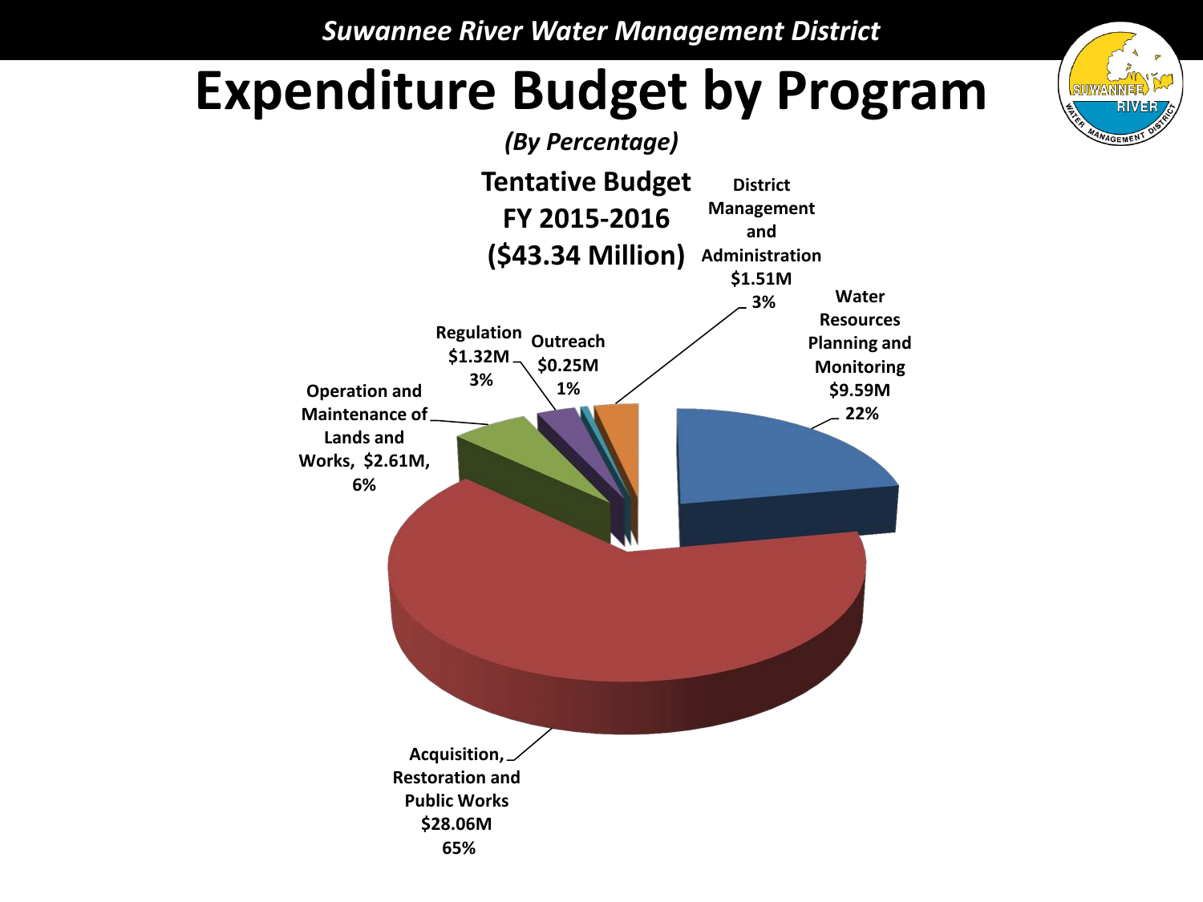Suwannee River Water Management District

# Expenditure Budget by Program

*(By Percentage)*

**Tentative Budget FY 2015-2016 ($43.34 Million)**

| Program | Amount | Percentage |
| --- | --- | --- |
| Acquisition, Restoration and Public Works | $28.06M | 65% |
| Water Resources Planning and Monitoring | $9.59M | 22% |
| Operation and Maintenance of Lands and Works | $2.61M | 6% |
| District Management and Administration | $1.51M | 3% |
| Regulation | $1.32M | 3% |
| Outreach | $0.25M | 1% |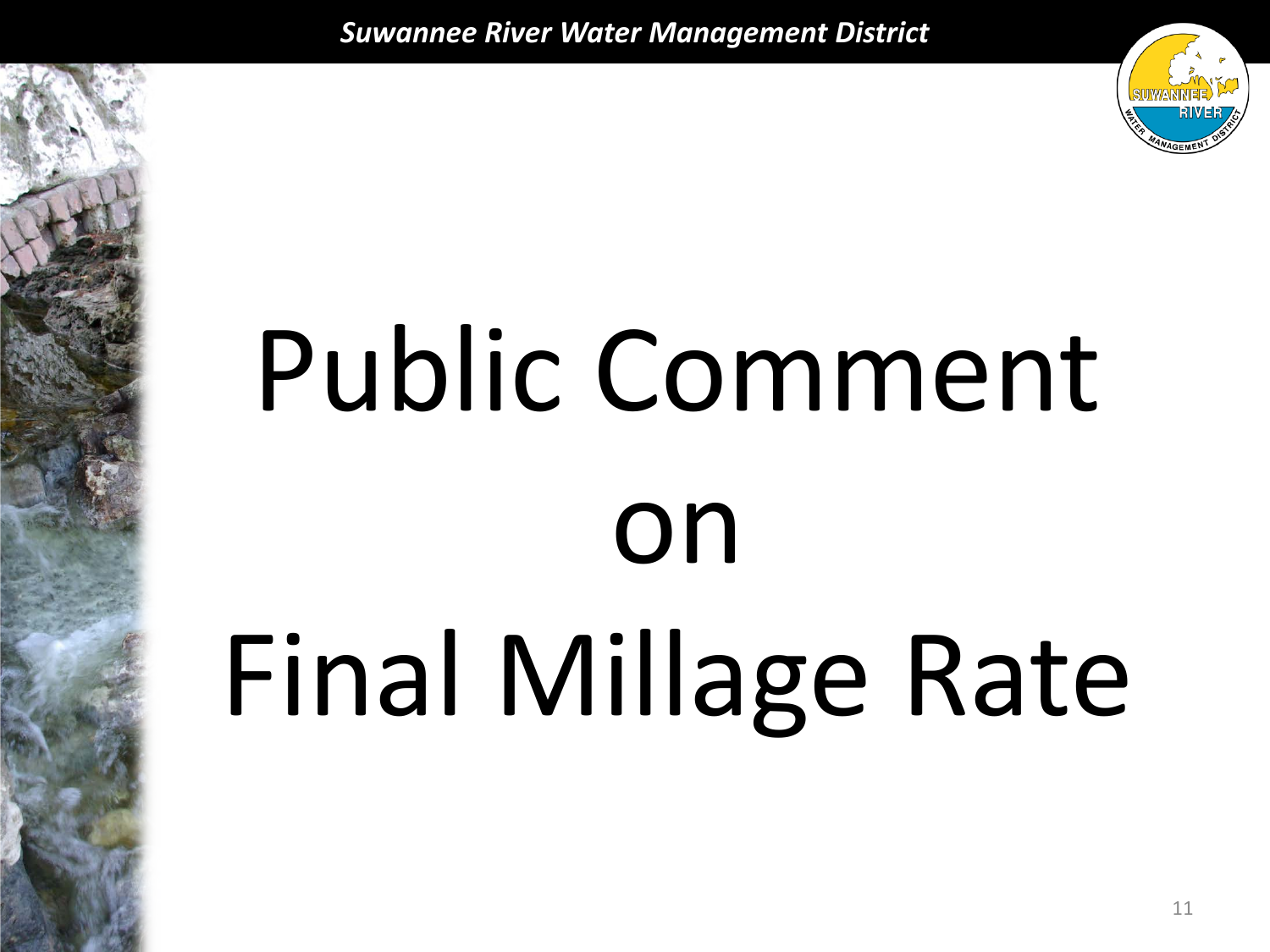# Public Comment on Final Millage Rate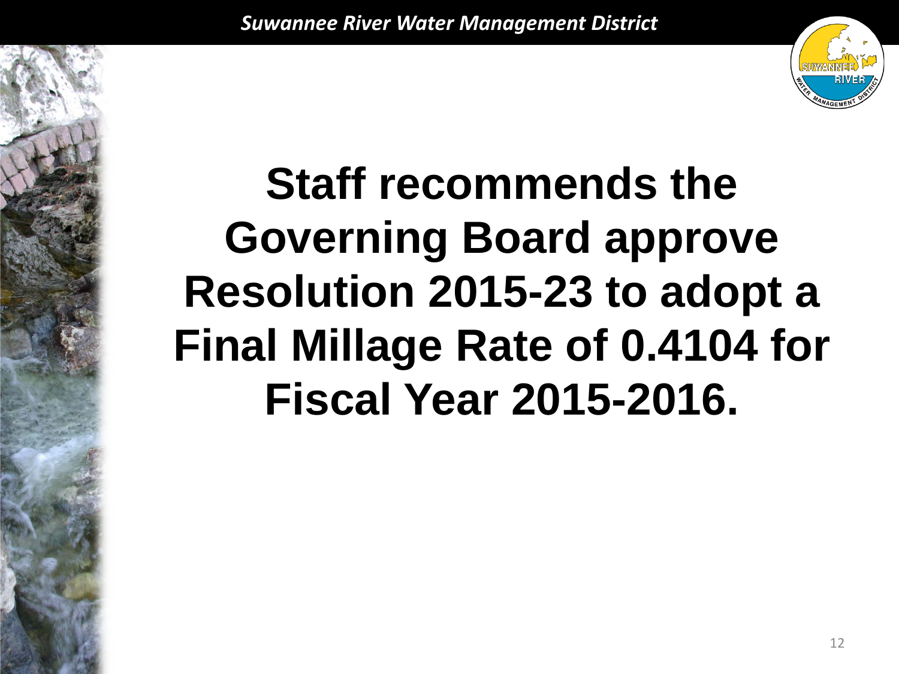# Staff recommends the Governing Board approve Resolution 2015-23 to adopt a Final Millage Rate of 0.4104 for Fiscal Year 2015-2016.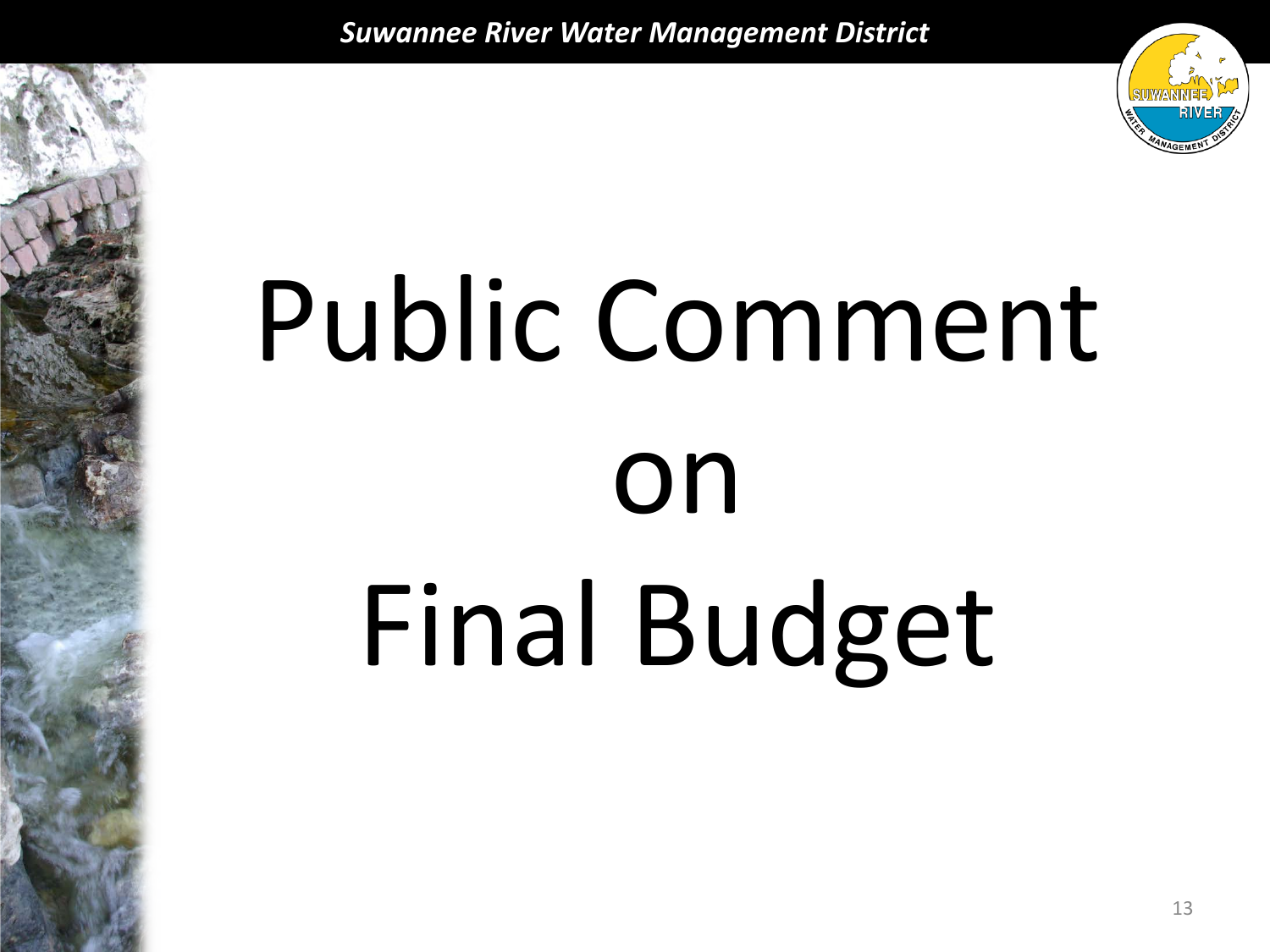# Public Comment on Final Budget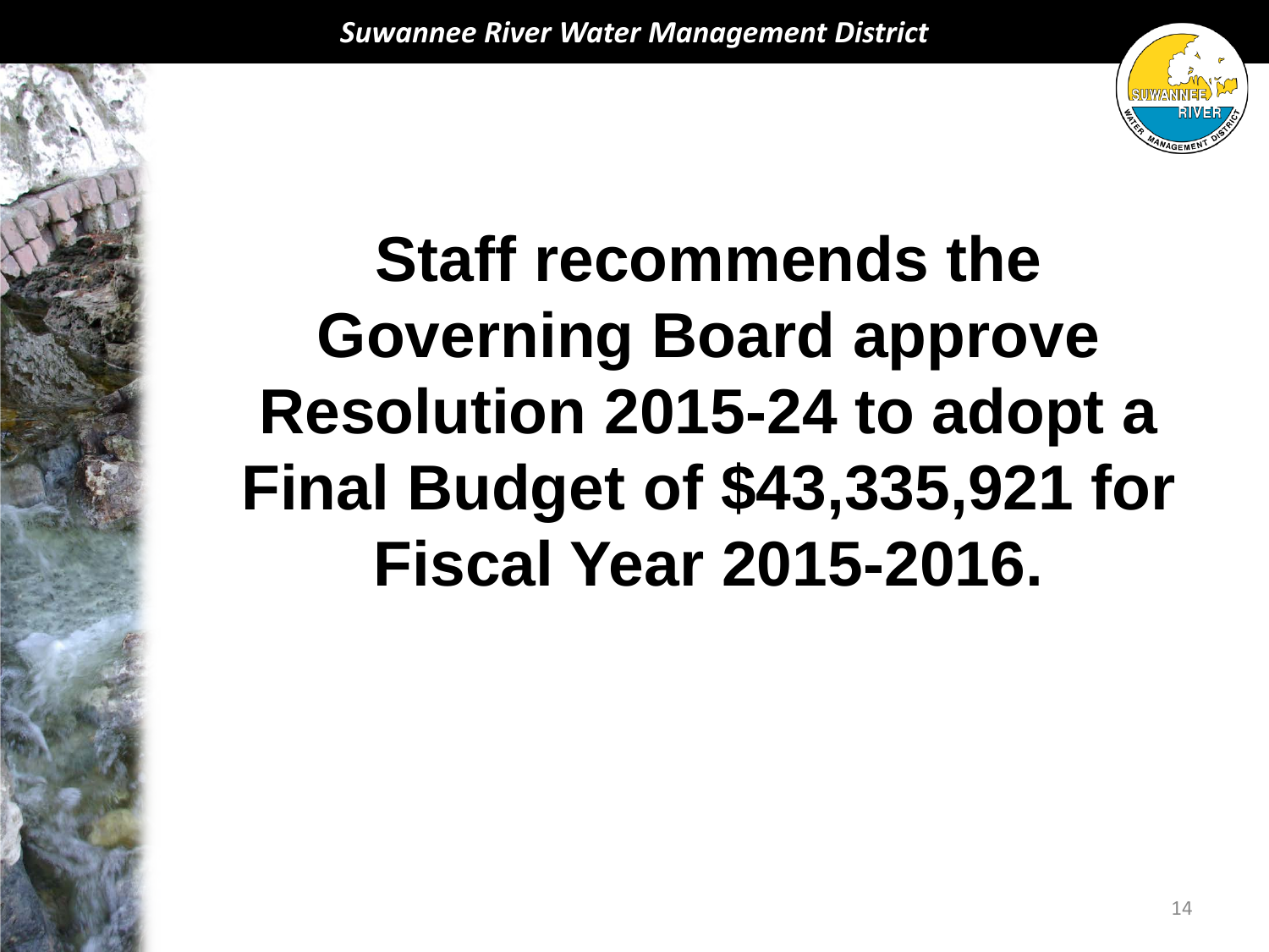**Staff recommends the Governing Board approve Resolution 2015-24 to adopt a Final Budget of $43,335,921 for Fiscal Year 2015-2016.**